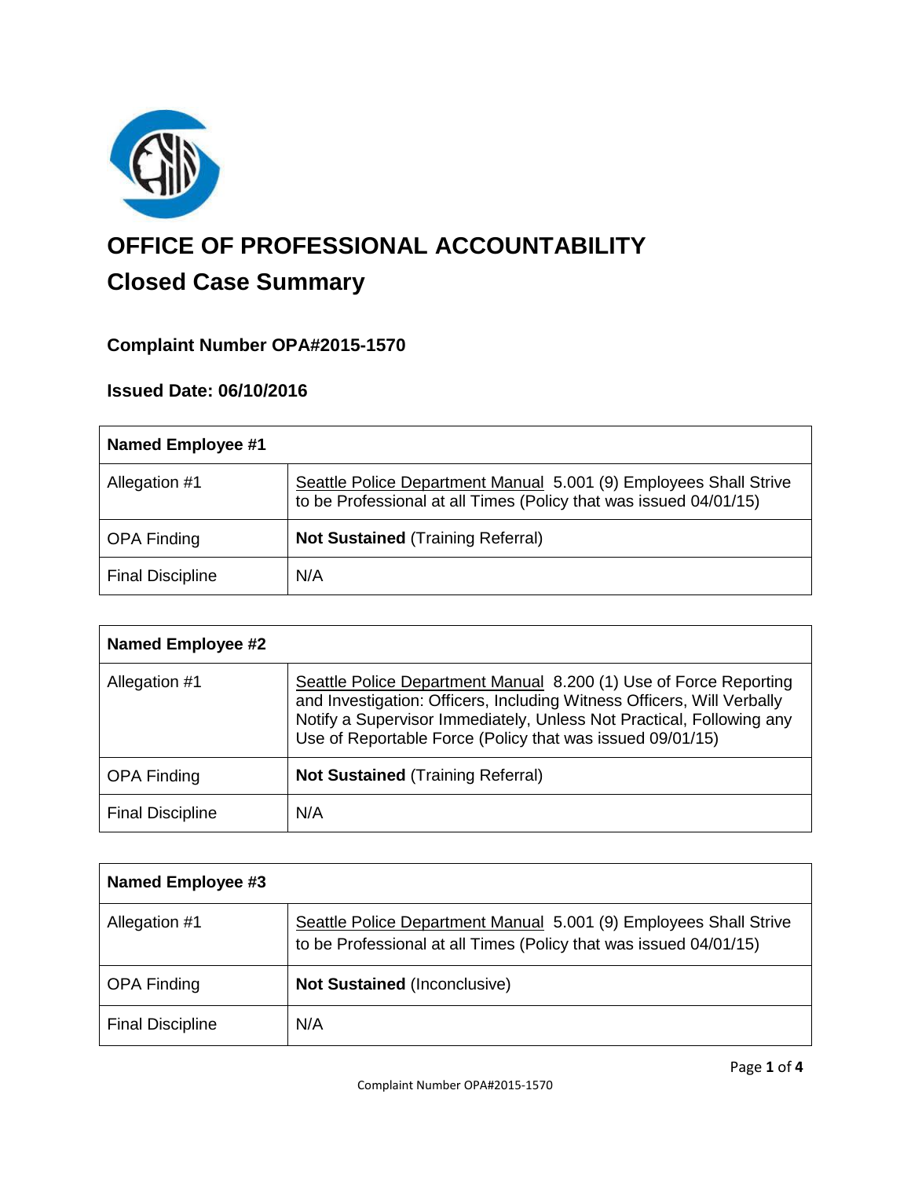# OFFICE OF PROFESSIONAL ACCOUNTABILITY

## Closed Case Summary

### Complaint Number OPA#2015-1570

### Issued Date: 06/10/2016

| Named Employee #1 | |
|---|---|
| Allegation #1 | Seattle Police Department Manual 5.001 (9) Employees Shall Strive to be Professional at all Times (Policy that was issued 04/01/15) |
| OPA Finding | **Not Sustained** (Training Referral) |
| Final Discipline | N/A |

| Named Employee #2 | |
|---|---|
| Allegation #1 | Seattle Police Department Manual 8.200 (1) Use of Force Reporting and Investigation: Officers, Including Witness Officers, Will Verbally Notify a Supervisor Immediately, Unless Not Practical, Following any Use of Reportable Force (Policy that was issued 09/01/15) |
| OPA Finding | **Not Sustained** (Training Referral) |
| Final Discipline | N/A |

| Named Employee #3 | |
|---|---|
| Allegation #1 | Seattle Police Department Manual 5.001 (9) Employees Shall Strive to be Professional at all Times (Policy that was issued 04/01/15) |
| OPA Finding | **Not Sustained** (Inconclusive) |
| Final Discipline | N/A |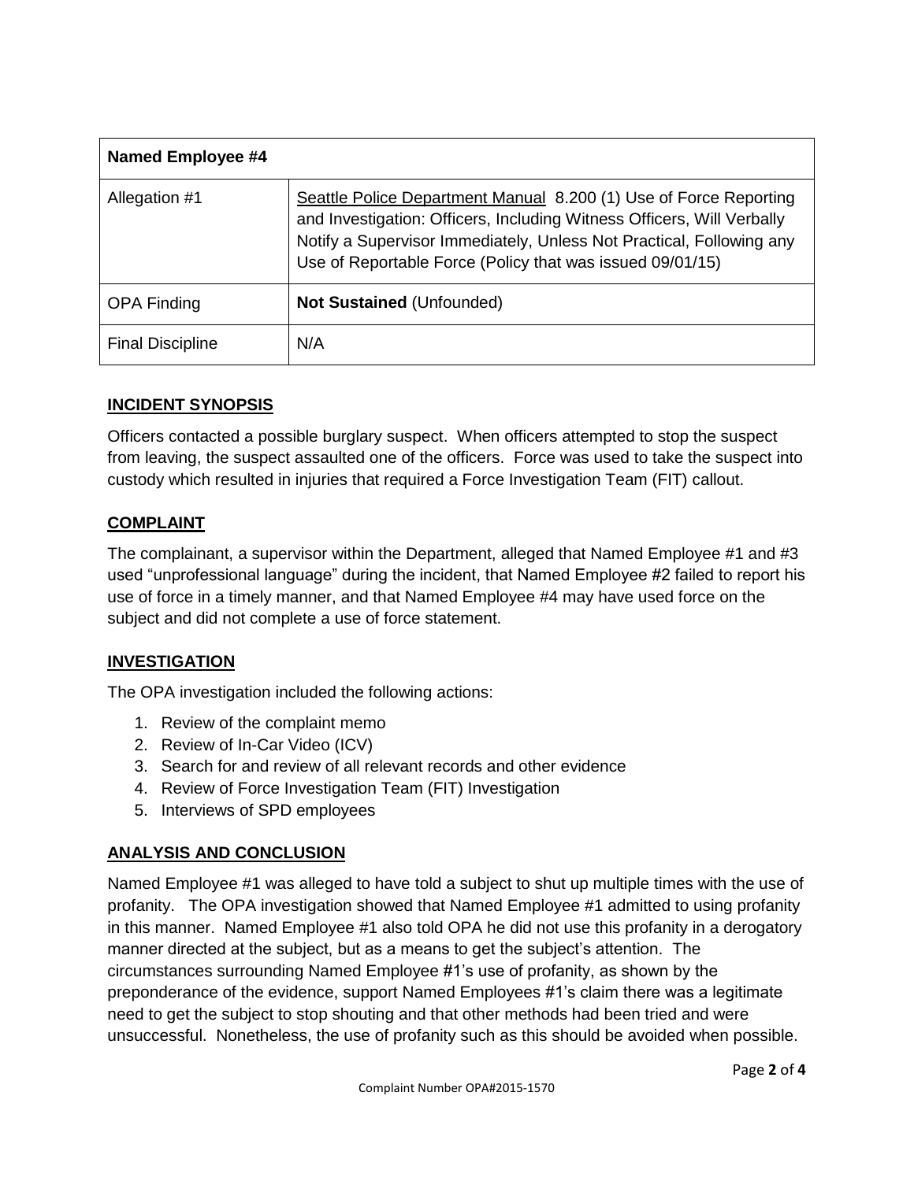| Named Employee #4 | |
|---|---|
| Allegation #1 | Seattle Police Department Manual 8.200 (1) Use of Force Reporting and Investigation: Officers, Including Witness Officers, Will Verbally Notify a Supervisor Immediately, Unless Not Practical, Following any Use of Reportable Force (Policy that was issued 09/01/15) |
| OPA Finding | **Not Sustained** (Unfounded) |
| Final Discipline | N/A |

## INCIDENT SYNOPSIS

Officers contacted a possible burglary suspect. When officers attempted to stop the suspect from leaving, the suspect assaulted one of the officers. Force was used to take the suspect into custody which resulted in injuries that required a Force Investigation Team (FIT) callout.

## COMPLAINT

The complainant, a supervisor within the Department, alleged that Named Employee #1 and #3 used "unprofessional language" during the incident, that Named Employee #2 failed to report his use of force in a timely manner, and that Named Employee #4 may have used force on the subject and did not complete a use of force statement.

## INVESTIGATION

The OPA investigation included the following actions:

1. Review of the complaint memo
2. Review of In-Car Video (ICV)
3. Search for and review of all relevant records and other evidence
4. Review of Force Investigation Team (FIT) Investigation
5. Interviews of SPD employees

## ANALYSIS AND CONCLUSION

Named Employee #1 was alleged to have told a subject to shut up multiple times with the use of profanity. The OPA investigation showed that Named Employee #1 admitted to using profanity in this manner. Named Employee #1 also told OPA he did not use this profanity in a derogatory manner directed at the subject, but as a means to get the subject's attention. The circumstances surrounding Named Employee #1's use of profanity, as shown by the preponderance of the evidence, support Named Employees #1's claim there was a legitimate need to get the subject to stop shouting and that other methods had been tried and were unsuccessful. Nonetheless, the use of profanity such as this should be avoided when possible.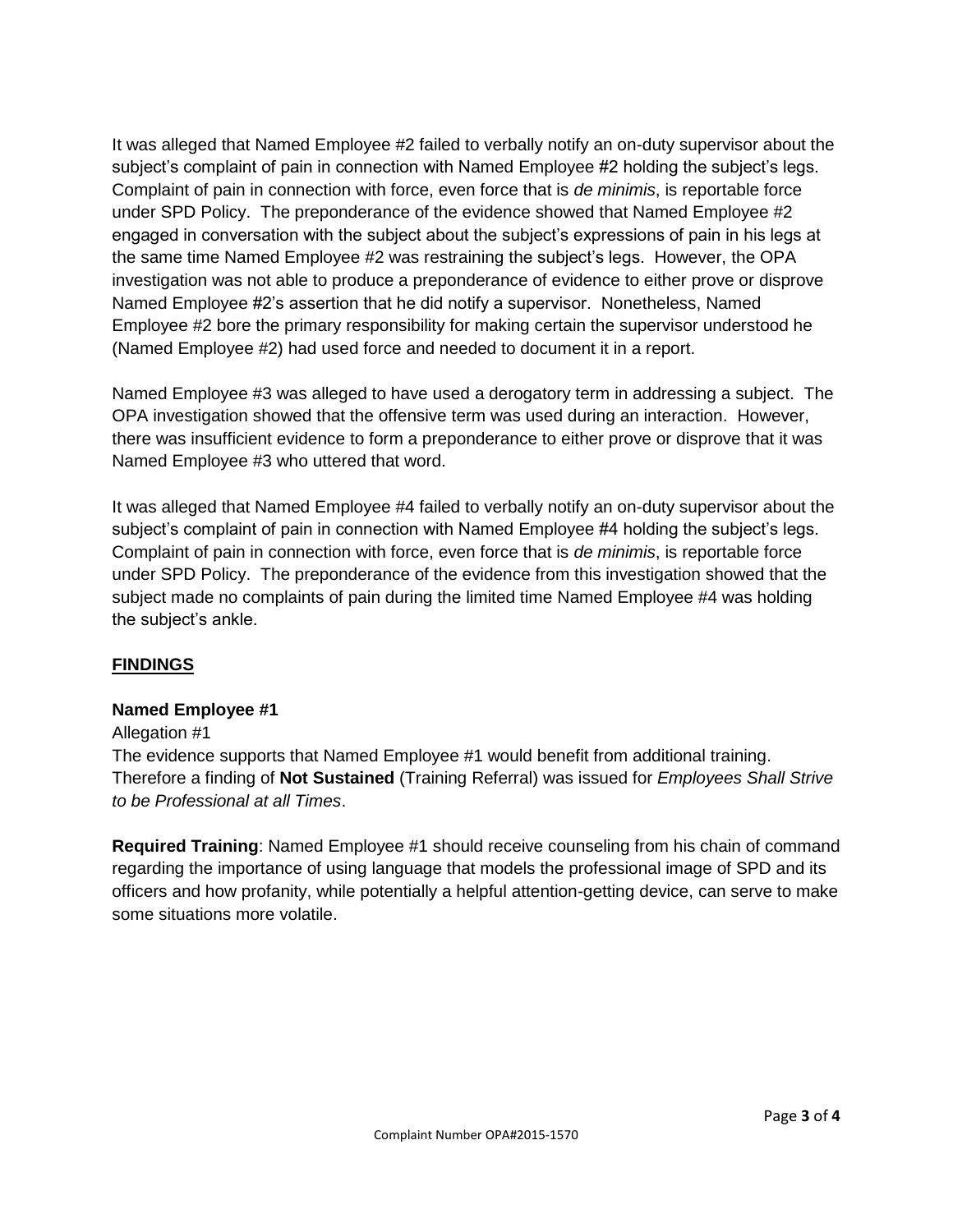It was alleged that Named Employee #2 failed to verbally notify an on-duty supervisor about the subject's complaint of pain in connection with Named Employee #2 holding the subject's legs. Complaint of pain in connection with force, even force that is *de minimis*, is reportable force under SPD Policy. The preponderance of the evidence showed that Named Employee #2 engaged in conversation with the subject about the subject's expressions of pain in his legs at the same time Named Employee #2 was restraining the subject's legs. However, the OPA investigation was not able to produce a preponderance of evidence to either prove or disprove Named Employee #2's assertion that he did notify a supervisor. Nonetheless, Named Employee #2 bore the primary responsibility for making certain the supervisor understood he (Named Employee #2) had used force and needed to document it in a report.

Named Employee #3 was alleged to have used a derogatory term in addressing a subject. The OPA investigation showed that the offensive term was used during an interaction. However, there was insufficient evidence to form a preponderance to either prove or disprove that it was Named Employee #3 who uttered that word.

It was alleged that Named Employee #4 failed to verbally notify an on-duty supervisor about the subject's complaint of pain in connection with Named Employee #4 holding the subject's legs. Complaint of pain in connection with force, even force that is *de minimis*, is reportable force under SPD Policy. The preponderance of the evidence from this investigation showed that the subject made no complaints of pain during the limited time Named Employee #4 was holding the subject's ankle.

## FINDINGS

### Named Employee #1

Allegation #1

The evidence supports that Named Employee #1 would benefit from additional training. Therefore a finding of **Not Sustained** (Training Referral) was issued for *Employees Shall Strive to be Professional at all Times*.

**Required Training**: Named Employee #1 should receive counseling from his chain of command regarding the importance of using language that models the professional image of SPD and its officers and how profanity, while potentially a helpful attention-getting device, can serve to make some situations more volatile.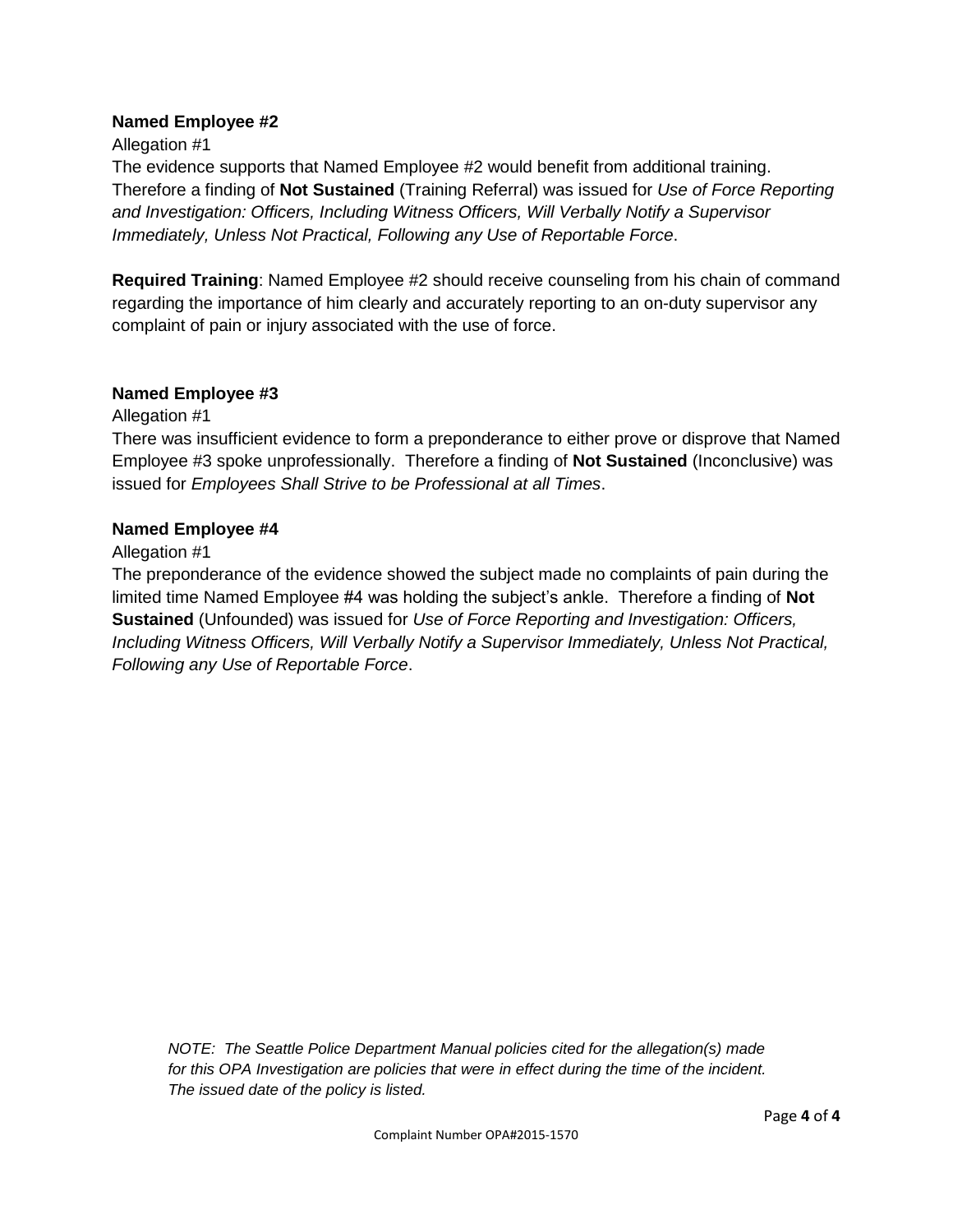**Named Employee #2**

Allegation #1

The evidence supports that Named Employee #2 would benefit from additional training. Therefore a finding of **Not Sustained** (Training Referral) was issued for *Use of Force Reporting and Investigation: Officers, Including Witness Officers, Will Verbally Notify a Supervisor Immediately, Unless Not Practical, Following any Use of Reportable Force*.

**Required Training**: Named Employee #2 should receive counseling from his chain of command regarding the importance of him clearly and accurately reporting to an on-duty supervisor any complaint of pain or injury associated with the use of force.

**Named Employee #3**

Allegation #1

There was insufficient evidence to form a preponderance to either prove or disprove that Named Employee #3 spoke unprofessionally. Therefore a finding of **Not Sustained** (Inconclusive) was issued for *Employees Shall Strive to be Professional at all Times*.

**Named Employee #4**

Allegation #1

The preponderance of the evidence showed the subject made no complaints of pain during the limited time Named Employee #4 was holding the subject's ankle. Therefore a finding of **Not Sustained** (Unfounded) was issued for *Use of Force Reporting and Investigation: Officers, Including Witness Officers, Will Verbally Notify a Supervisor Immediately, Unless Not Practical, Following any Use of Reportable Force*.

*NOTE: The Seattle Police Department Manual policies cited for the allegation(s) made for this OPA Investigation are policies that were in effect during the time of the incident. The issued date of the policy is listed.*

Complaint Number OPA#2015-1570